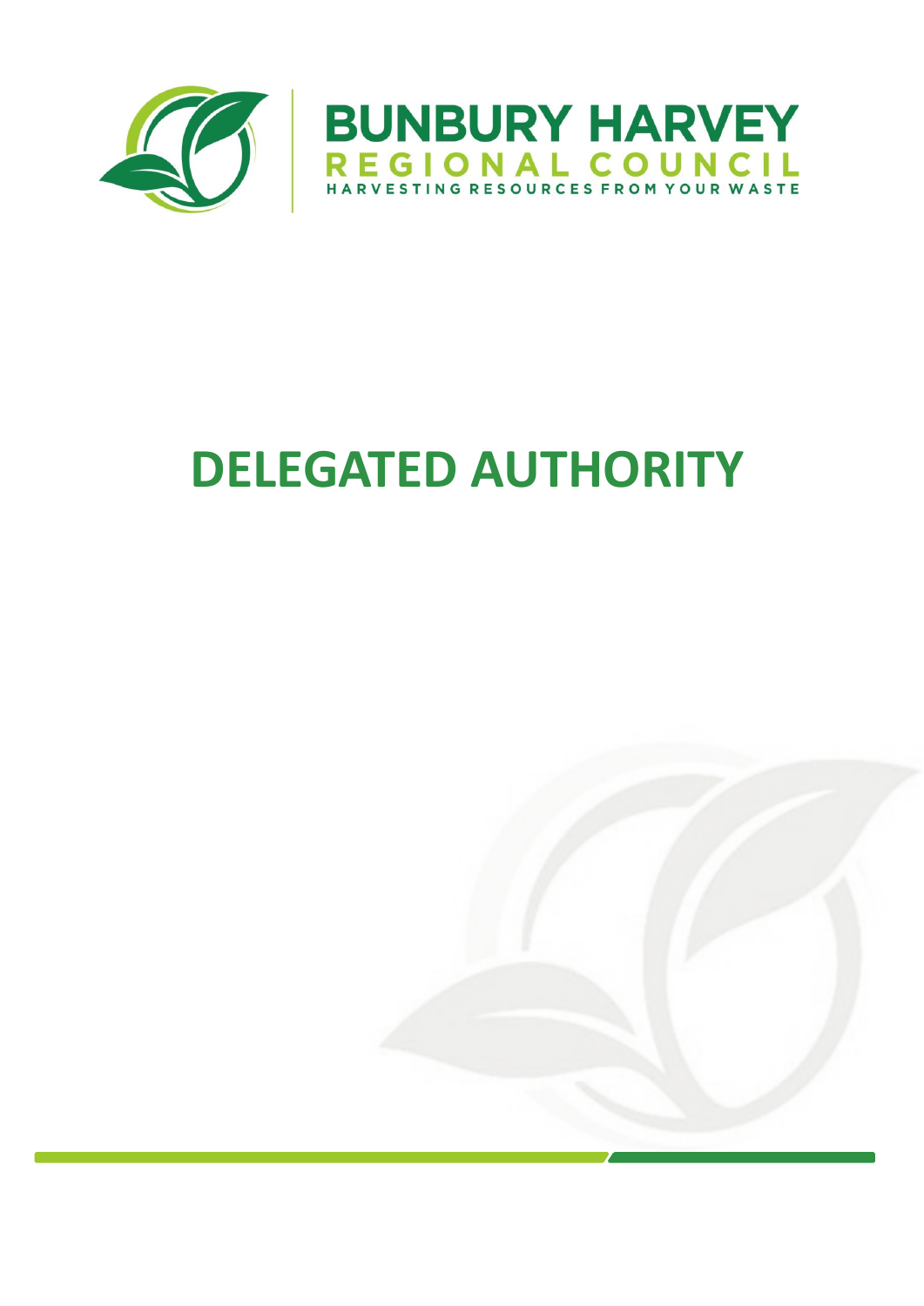BUNBURY HARVEY

REGIONAL COUNCIL

HARVESTING RESOURCES FROM YOUR WASTE

# DELEGATED AUTHORITY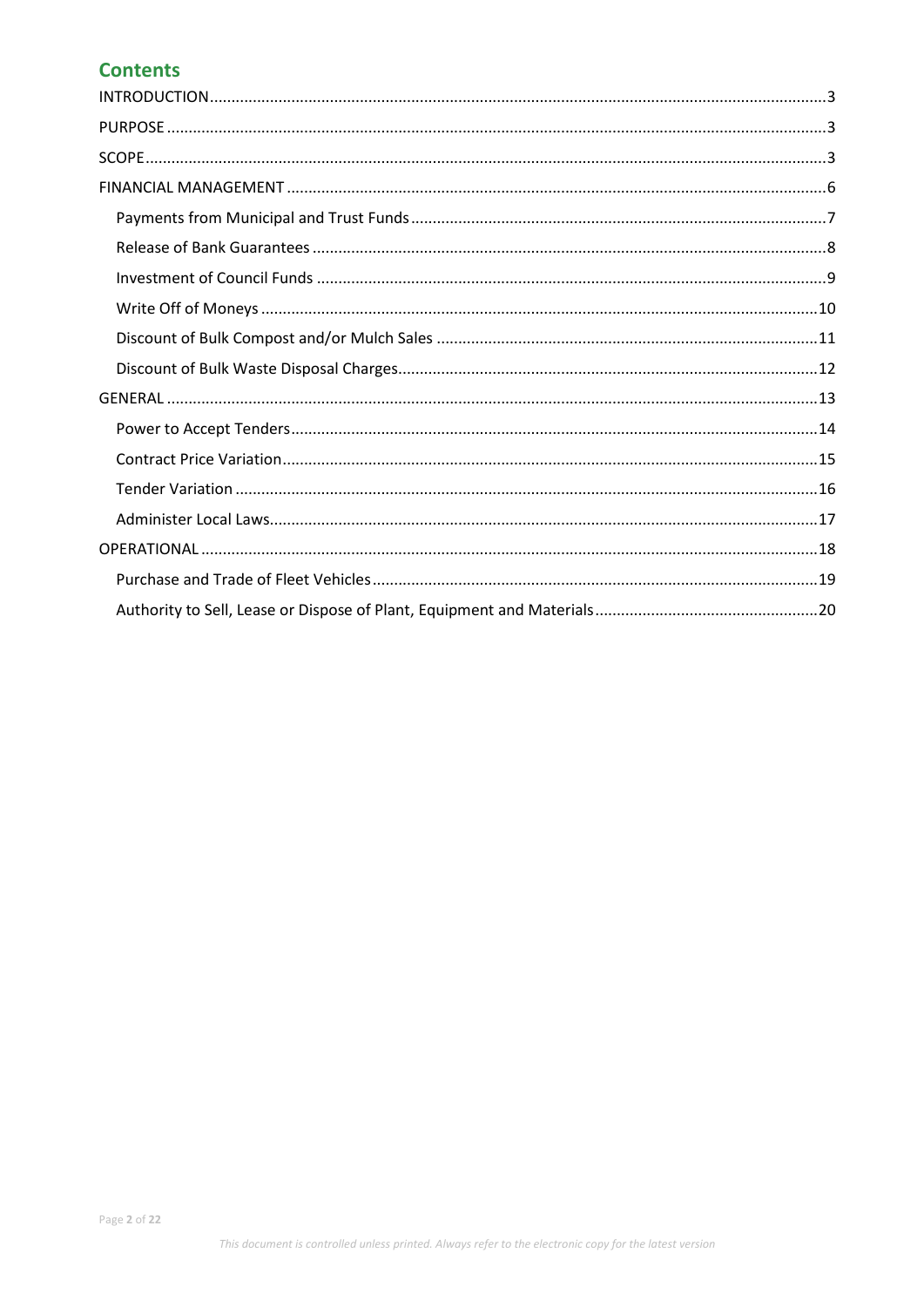## Contents

- INTRODUCTION ..... 3
- PURPOSE ..... 3
- SCOPE ..... 3
- FINANCIAL MANAGEMENT ..... 6
  - Payments from Municipal and Trust Funds ..... 7
  - Release of Bank Guarantees ..... 8
  - Investment of Council Funds ..... 9
  - Write Off of Moneys ..... 10
  - Discount of Bulk Compost and/or Mulch Sales ..... 11
  - Discount of Bulk Waste Disposal Charges ..... 12
- GENERAL ..... 13
  - Power to Accept Tenders ..... 14
  - Contract Price Variation ..... 15
  - Tender Variation ..... 16
  - Administer Local Laws ..... 17
- OPERATIONAL ..... 18
  - Purchase and Trade of Fleet Vehicles ..... 19
  - Authority to Sell, Lease or Dispose of Plant, Equipment and Materials ..... 20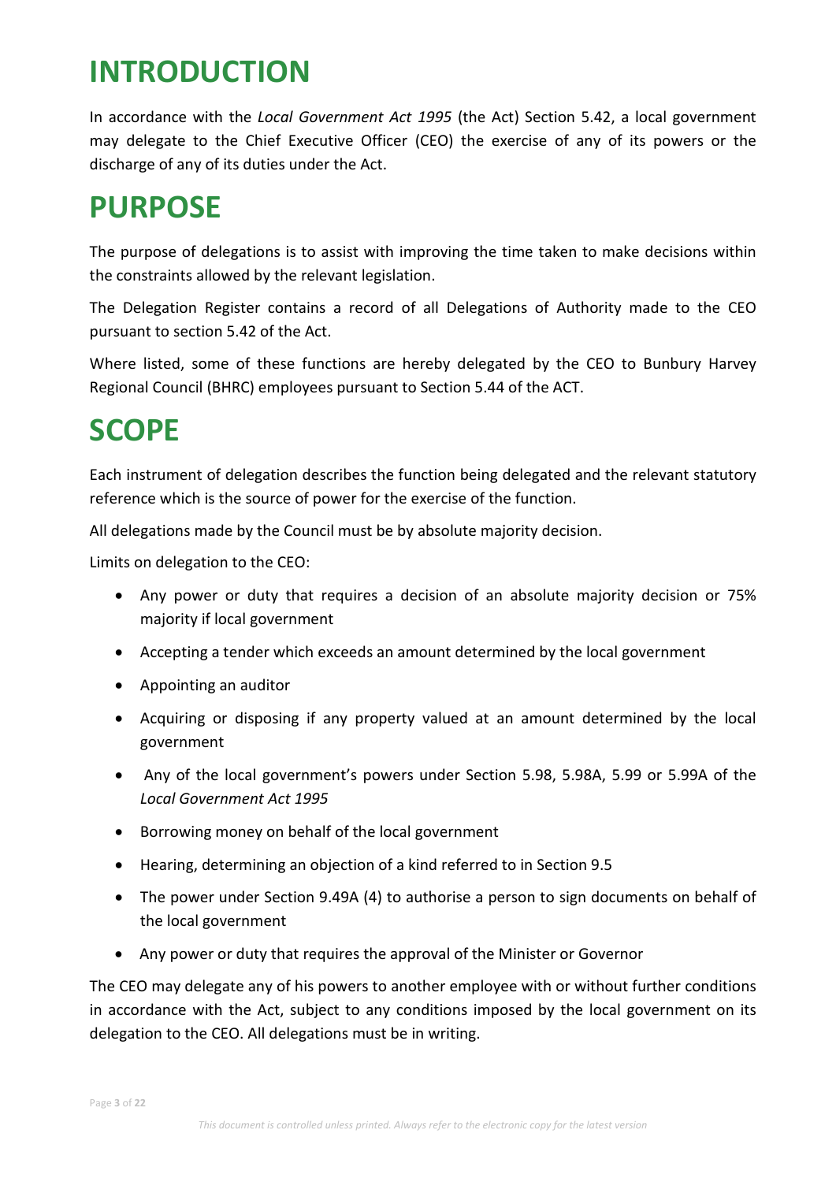# INTRODUCTION

In accordance with the *Local Government Act 1995* (the Act) Section 5.42, a local government may delegate to the Chief Executive Officer (CEO) the exercise of any of its powers or the discharge of any of its duties under the Act.

# PURPOSE

The purpose of delegations is to assist with improving the time taken to make decisions within the constraints allowed by the relevant legislation.

The Delegation Register contains a record of all Delegations of Authority made to the CEO pursuant to section 5.42 of the Act.

Where listed, some of these functions are hereby delegated by the CEO to Bunbury Harvey Regional Council (BHRC) employees pursuant to Section 5.44 of the ACT.

# SCOPE

Each instrument of delegation describes the function being delegated and the relevant statutory reference which is the source of power for the exercise of the function.

All delegations made by the Council must be by absolute majority decision.

Limits on delegation to the CEO:

- Any power or duty that requires a decision of an absolute majority decision or 75% majority if local government
- Accepting a tender which exceeds an amount determined by the local government
- Appointing an auditor
- Acquiring or disposing if any property valued at an amount determined by the local government
- Any of the local government's powers under Section 5.98, 5.98A, 5.99 or 5.99A of the *Local Government Act 1995*
- Borrowing money on behalf of the local government
- Hearing, determining an objection of a kind referred to in Section 9.5
- The power under Section 9.49A (4) to authorise a person to sign documents on behalf of the local government
- Any power or duty that requires the approval of the Minister or Governor

The CEO may delegate any of his powers to another employee with or without further conditions in accordance with the Act, subject to any conditions imposed by the local government on its delegation to the CEO. All delegations must be in writing.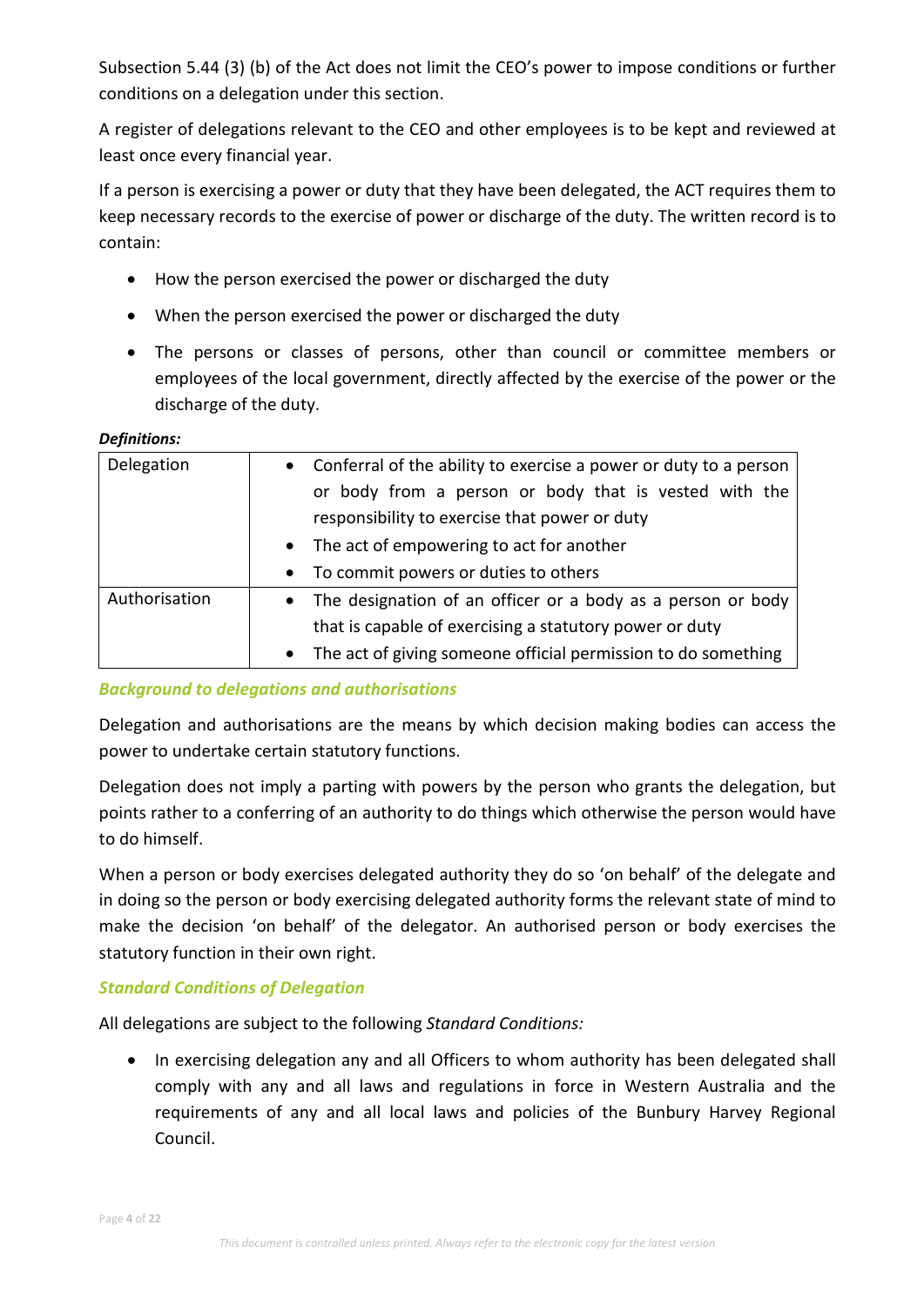Subsection 5.44 (3) (b) of the Act does not limit the CEO's power to impose conditions or further conditions on a delegation under this section.

A register of delegations relevant to the CEO and other employees is to be kept and reviewed at least once every financial year.

If a person is exercising a power or duty that they have been delegated, the ACT requires them to keep necessary records to the exercise of power or discharge of the duty. The written record is to contain:

- How the person exercised the power or discharged the duty
- When the person exercised the power or discharged the duty
- The persons or classes of persons, other than council or committee members or employees of the local government, directly affected by the exercise of the power or the discharge of the duty.

***Definitions:***

| | |
|---|---|
| Delegation | • Conferral of the ability to exercise a power or duty to a person or body from a person or body that is vested with the responsibility to exercise that power or duty<br>• The act of empowering to act for another<br>• To commit powers or duties to others |
| Authorisation | • The designation of an officer or a body as a person or body that is capable of exercising a statutory power or duty<br>• The act of giving someone official permission to do something |

### *Background to delegations and authorisations*

Delegation and authorisations are the means by which decision making bodies can access the power to undertake certain statutory functions.

Delegation does not imply a parting with powers by the person who grants the delegation, but points rather to a conferring of an authority to do things which otherwise the person would have to do himself.

When a person or body exercises delegated authority they do so 'on behalf' of the delegate and in doing so the person or body exercising delegated authority forms the relevant state of mind to make the decision 'on behalf' of the delegator. An authorised person or body exercises the statutory function in their own right.

### *Standard Conditions of Delegation*

All delegations are subject to the following *Standard Conditions:*

- In exercising delegation any and all Officers to whom authority has been delegated shall comply with any and all laws and regulations in force in Western Australia and the requirements of any and all local laws and policies of the Bunbury Harvey Regional Council.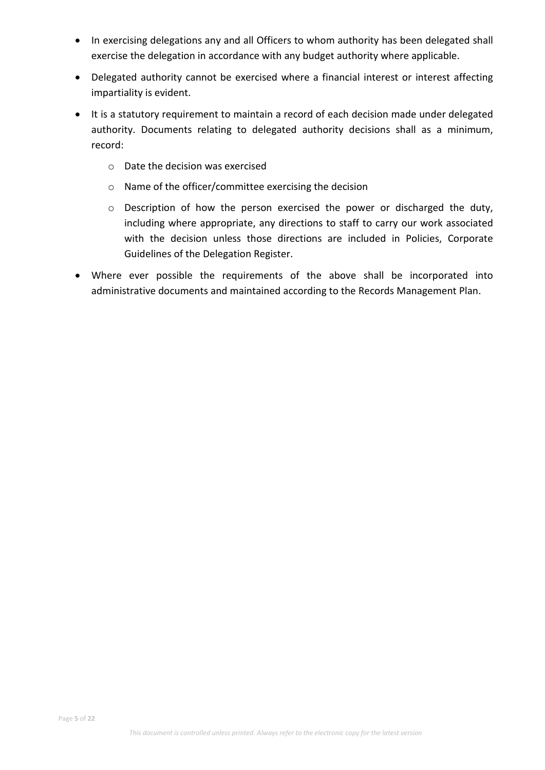- In exercising delegations any and all Officers to whom authority has been delegated shall exercise the delegation in accordance with any budget authority where applicable.
- Delegated authority cannot be exercised where a financial interest or interest affecting impartiality is evident.
- It is a statutory requirement to maintain a record of each decision made under delegated authority. Documents relating to delegated authority decisions shall as a minimum, record:
    - Date the decision was exercised
    - Name of the officer/committee exercising the decision
    - Description of how the person exercised the power or discharged the duty, including where appropriate, any directions to staff to carry our work associated with the decision unless those directions are included in Policies, Corporate Guidelines of the Delegation Register.
- Where ever possible the requirements of the above shall be incorporated into administrative documents and maintained according to the Records Management Plan.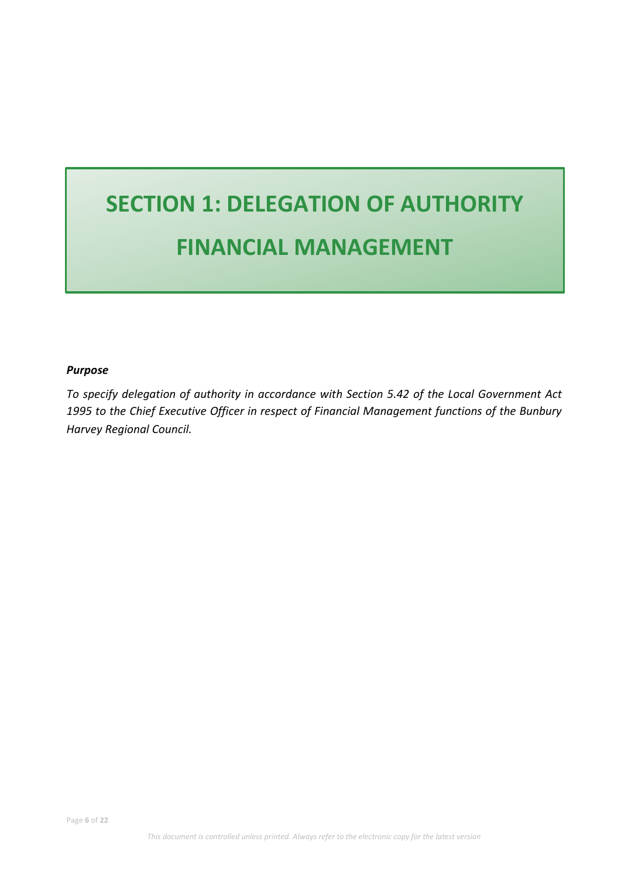# SECTION 1: DELEGATION OF AUTHORITY

# FINANCIAL MANAGEMENT

***Purpose***

*To specify delegation of authority in accordance with Section 5.42 of the Local Government Act 1995 to the Chief Executive Officer in respect of Financial Management functions of the Bunbury Harvey Regional Council.*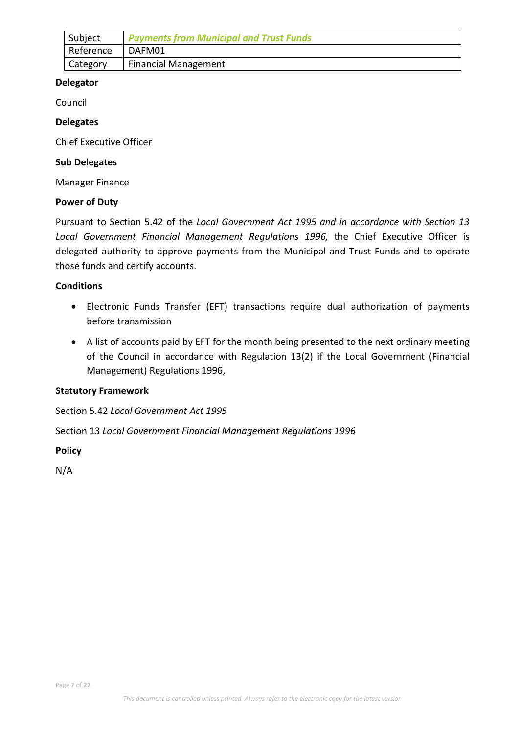| Subject | *Payments from Municipal and Trust Funds* |
|---|---|
| Reference | DAFM01 |
| Category | Financial Management |

**Delegator**

Council

**Delegates**

Chief Executive Officer

**Sub Delegates**

Manager Finance

**Power of Duty**

Pursuant to Section 5.42 of the *Local Government Act 1995 and in accordance with Section 13 Local Government Financial Management Regulations 1996,* the Chief Executive Officer is delegated authority to approve payments from the Municipal and Trust Funds and to operate those funds and certify accounts.

**Conditions**

- Electronic Funds Transfer (EFT) transactions require dual authorization of payments before transmission
- A list of accounts paid by EFT for the month being presented to the next ordinary meeting of the Council in accordance with Regulation 13(2) if the Local Government (Financial Management) Regulations 1996,

**Statutory Framework**

Section 5.42 *Local Government Act 1995*

Section 13 *Local Government Financial Management Regulations 1996*

**Policy**

N/A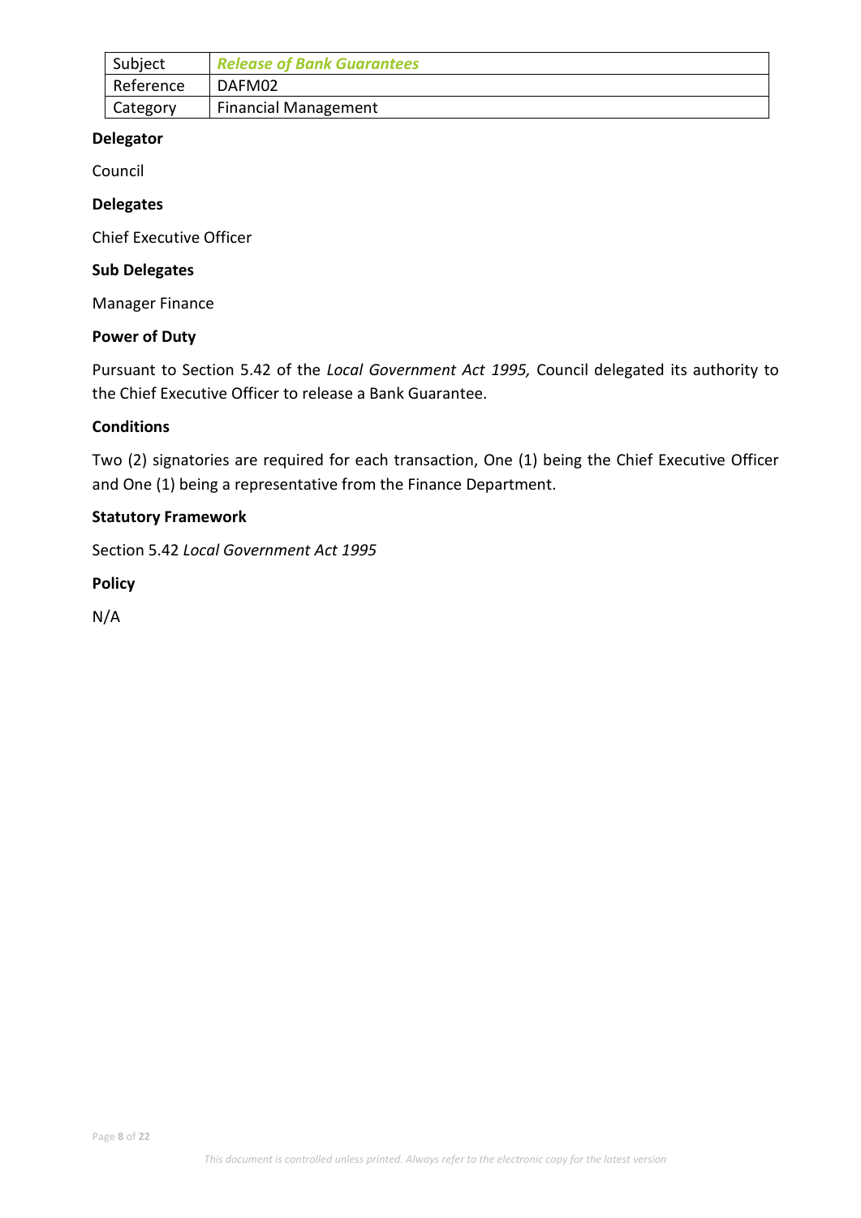| Subject | ***Release of Bank Guarantees*** |
| --- | --- |
| Reference | DAFM02 |
| Category | Financial Management |

**Delegator**

Council

**Delegates**

Chief Executive Officer

**Sub Delegates**

Manager Finance

**Power of Duty**

Pursuant to Section 5.42 of the *Local Government Act 1995,* Council delegated its authority to the Chief Executive Officer to release a Bank Guarantee.

**Conditions**

Two (2) signatories are required for each transaction, One (1) being the Chief Executive Officer and One (1) being a representative from the Finance Department.

**Statutory Framework**

Section 5.42 *Local Government Act 1995*

**Policy**

N/A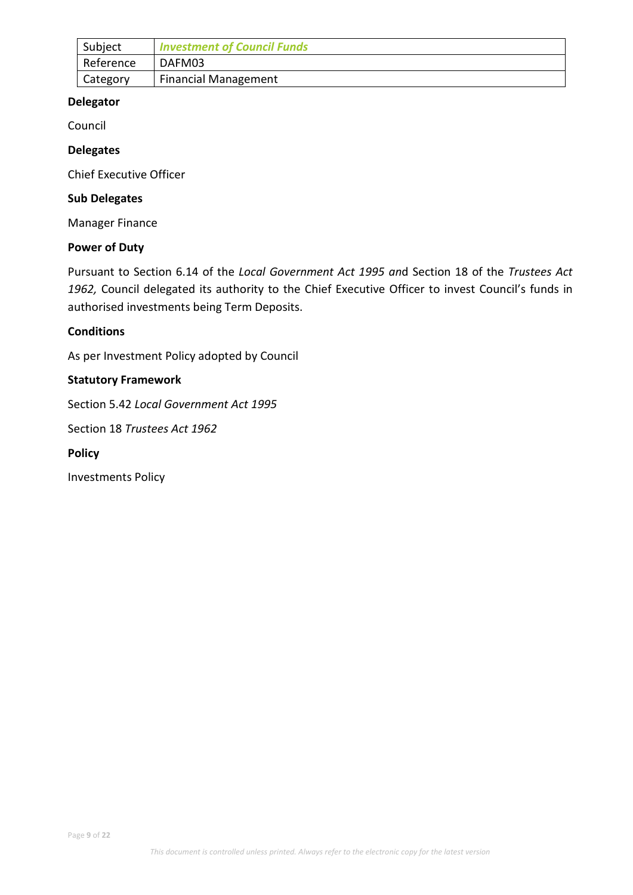| Subject | ***Investment of Council Funds*** |
| --- | --- |
| Reference | DAFM03 |
| Category | Financial Management |

**Delegator**

Council

**Delegates**

Chief Executive Officer

**Sub Delegates**

Manager Finance

**Power of Duty**

Pursuant to Section 6.14 of the *Local Government Act 1995 an*d Section 18 of the *Trustees Act 1962,* Council delegated its authority to the Chief Executive Officer to invest Council's funds in authorised investments being Term Deposits.

**Conditions**

As per Investment Policy adopted by Council

**Statutory Framework**

Section 5.42 *Local Government Act 1995*

Section 18 *Trustees Act 1962*

**Policy**

Investments Policy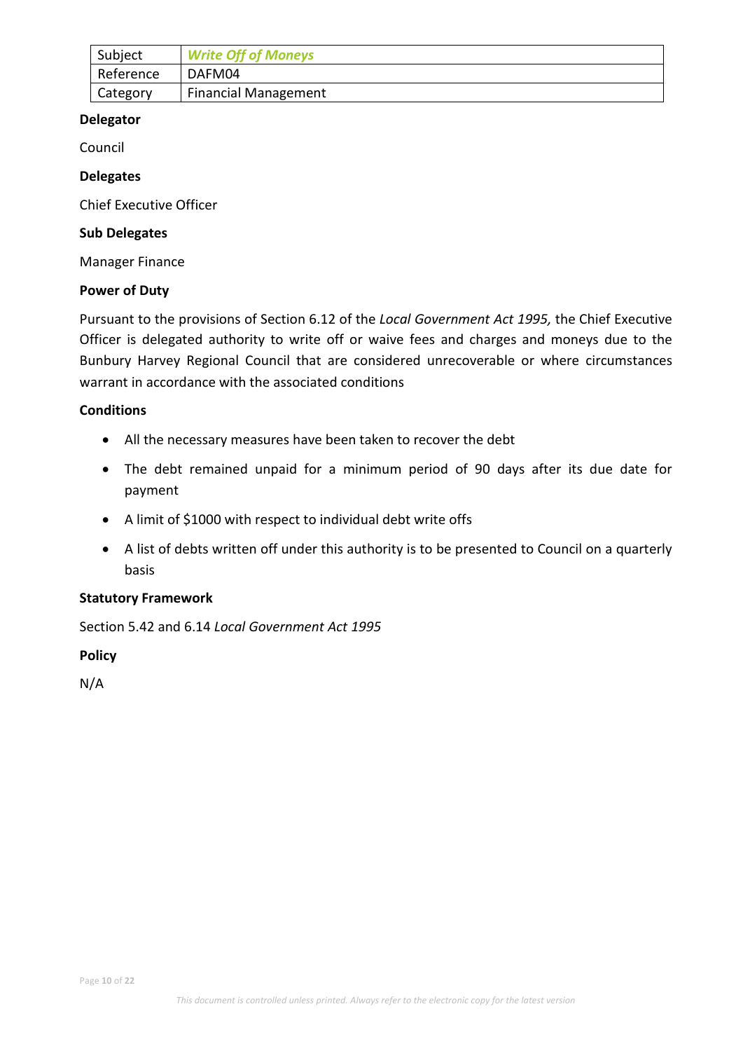| Subject | *Write Off of Moneys* |
| --- | --- |
| Reference | DAFM04 |
| Category | Financial Management |

**Delegator**

Council

**Delegates**

Chief Executive Officer

**Sub Delegates**

Manager Finance

**Power of Duty**

Pursuant to the provisions of Section 6.12 of the *Local Government Act 1995,* the Chief Executive Officer is delegated authority to write off or waive fees and charges and moneys due to the Bunbury Harvey Regional Council that are considered unrecoverable or where circumstances warrant in accordance with the associated conditions

**Conditions**

- All the necessary measures have been taken to recover the debt
- The debt remained unpaid for a minimum period of 90 days after its due date for payment
- A limit of $1000 with respect to individual debt write offs
- A list of debts written off under this authority is to be presented to Council on a quarterly basis

**Statutory Framework**

Section 5.42 and 6.14 *Local Government Act 1995*

**Policy**

N/A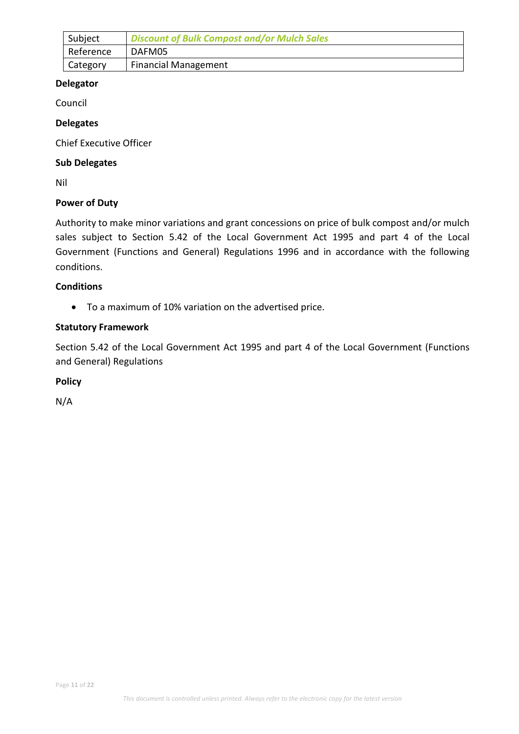| Subject | ***Discount of Bulk Compost and/or Mulch Sales*** |
|---|---|
| Reference | DAFM05 |
| Category | Financial Management |

**Delegator**

Council

**Delegates**

Chief Executive Officer

**Sub Delegates**

Nil

**Power of Duty**

Authority to make minor variations and grant concessions on price of bulk compost and/or mulch sales subject to Section 5.42 of the Local Government Act 1995 and part 4 of the Local Government (Functions and General) Regulations 1996 and in accordance with the following conditions.

**Conditions**

- To a maximum of 10% variation on the advertised price.

**Statutory Framework**

Section 5.42 of the Local Government Act 1995 and part 4 of the Local Government (Functions and General) Regulations

**Policy**

N/A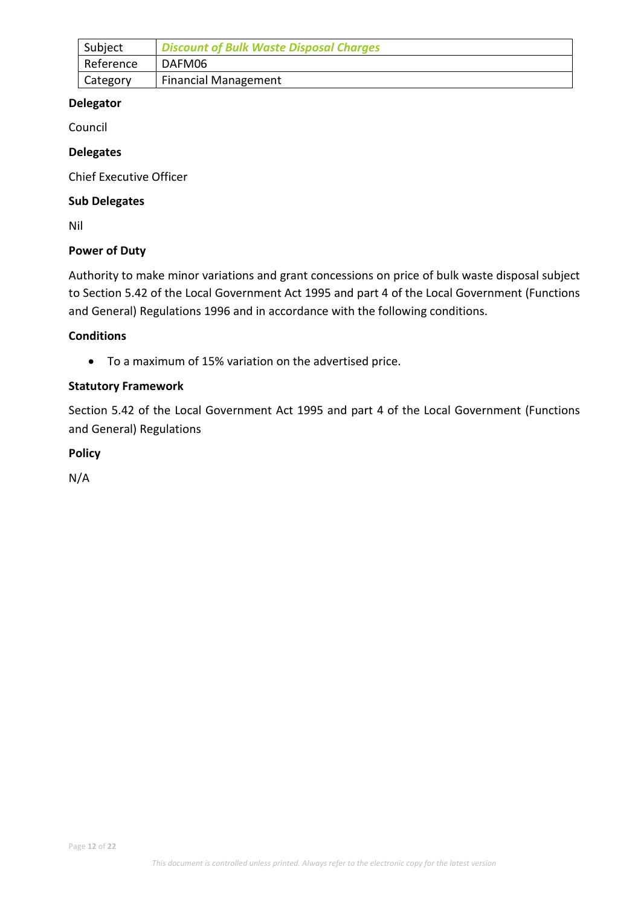| Subject | *Discount of Bulk Waste Disposal Charges* |
|---|---|
| Reference | DAFM06 |
| Category | Financial Management |

**Delegator**

Council

**Delegates**

Chief Executive Officer

**Sub Delegates**

Nil

**Power of Duty**

Authority to make minor variations and grant concessions on price of bulk waste disposal subject to Section 5.42 of the Local Government Act 1995 and part 4 of the Local Government (Functions and General) Regulations 1996 and in accordance with the following conditions.

**Conditions**

- To a maximum of 15% variation on the advertised price.

**Statutory Framework**

Section 5.42 of the Local Government Act 1995 and part 4 of the Local Government (Functions and General) Regulations

**Policy**

N/A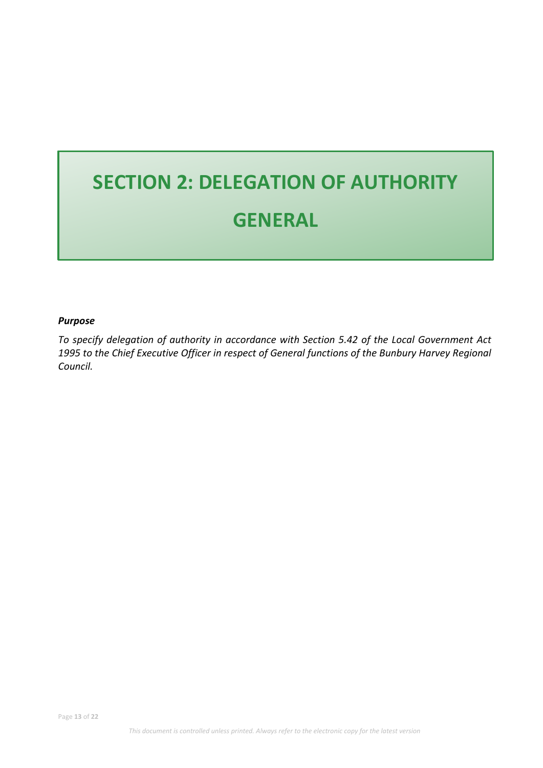# SECTION 2: DELEGATION OF AUTHORITY GENERAL

***Purpose***

*To specify delegation of authority in accordance with Section 5.42 of the Local Government Act 1995 to the Chief Executive Officer in respect of General functions of the Bunbury Harvey Regional Council.*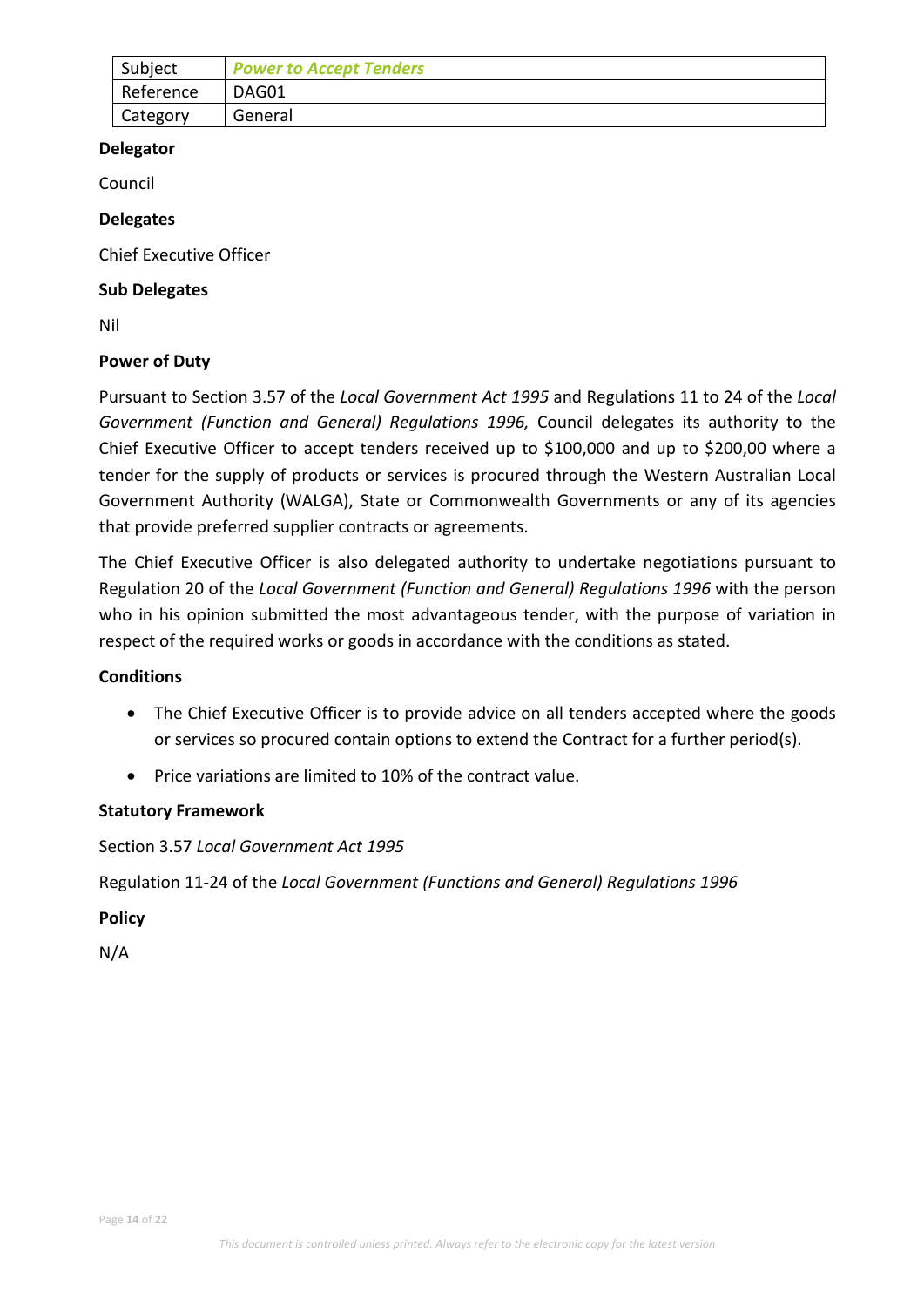| Subject | *Power to Accept Tenders* |
|---|---|
| Reference | DAG01 |
| Category | General |

**Delegator**

Council

**Delegates**

Chief Executive Officer

**Sub Delegates**

Nil

**Power of Duty**

Pursuant to Section 3.57 of the *Local Government Act 1995* and Regulations 11 to 24 of the *Local Government (Function and General) Regulations 1996,* Council delegates its authority to the Chief Executive Officer to accept tenders received up to $100,000 and up to $200,00 where a tender for the supply of products or services is procured through the Western Australian Local Government Authority (WALGA), State or Commonwealth Governments or any of its agencies that provide preferred supplier contracts or agreements.

The Chief Executive Officer is also delegated authority to undertake negotiations pursuant to Regulation 20 of the *Local Government (Function and General) Regulations 1996* with the person who in his opinion submitted the most advantageous tender, with the purpose of variation in respect of the required works or goods in accordance with the conditions as stated.

**Conditions**

- The Chief Executive Officer is to provide advice on all tenders accepted where the goods or services so procured contain options to extend the Contract for a further period(s).
- Price variations are limited to 10% of the contract value.

**Statutory Framework**

Section 3.57 *Local Government Act 1995*

Regulation 11-24 of the *Local Government (Functions and General) Regulations 1996*

**Policy**

N/A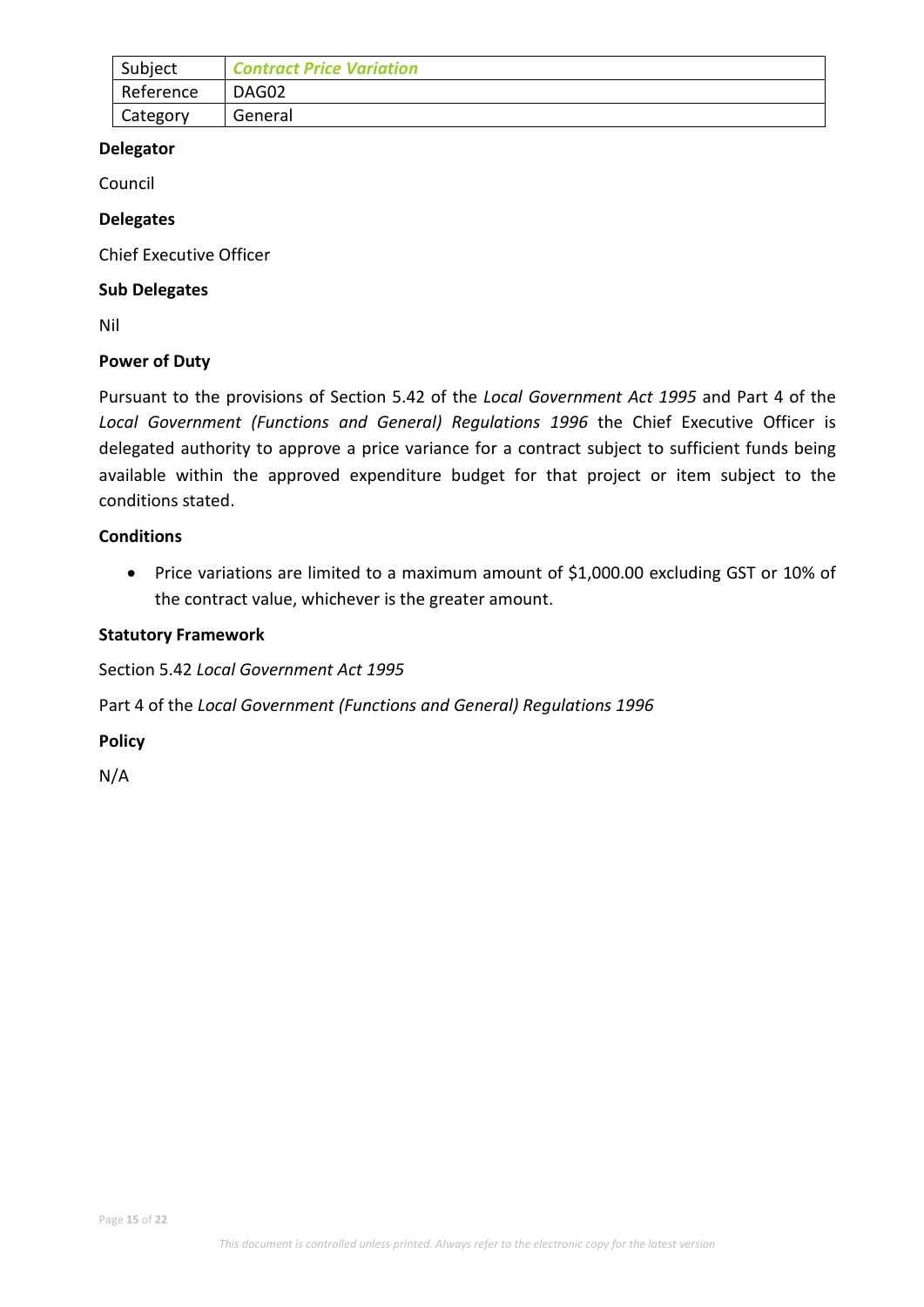| Subject | ***Contract Price Variation*** |
|---|---|
| Reference | DAG02 |
| Category | General |

**Delegator**

Council

**Delegates**

Chief Executive Officer

**Sub Delegates**

Nil

**Power of Duty**

Pursuant to the provisions of Section 5.42 of the *Local Government Act 1995* and Part 4 of the *Local Government (Functions and General) Regulations 1996* the Chief Executive Officer is delegated authority to approve a price variance for a contract subject to sufficient funds being available within the approved expenditure budget for that project or item subject to the conditions stated.

**Conditions**

- Price variations are limited to a maximum amount of $1,000.00 excluding GST or 10% of the contract value, whichever is the greater amount.

**Statutory Framework**

Section 5.42 *Local Government Act 1995*

Part 4 of the *Local Government (Functions and General) Regulations 1996*

**Policy**

N/A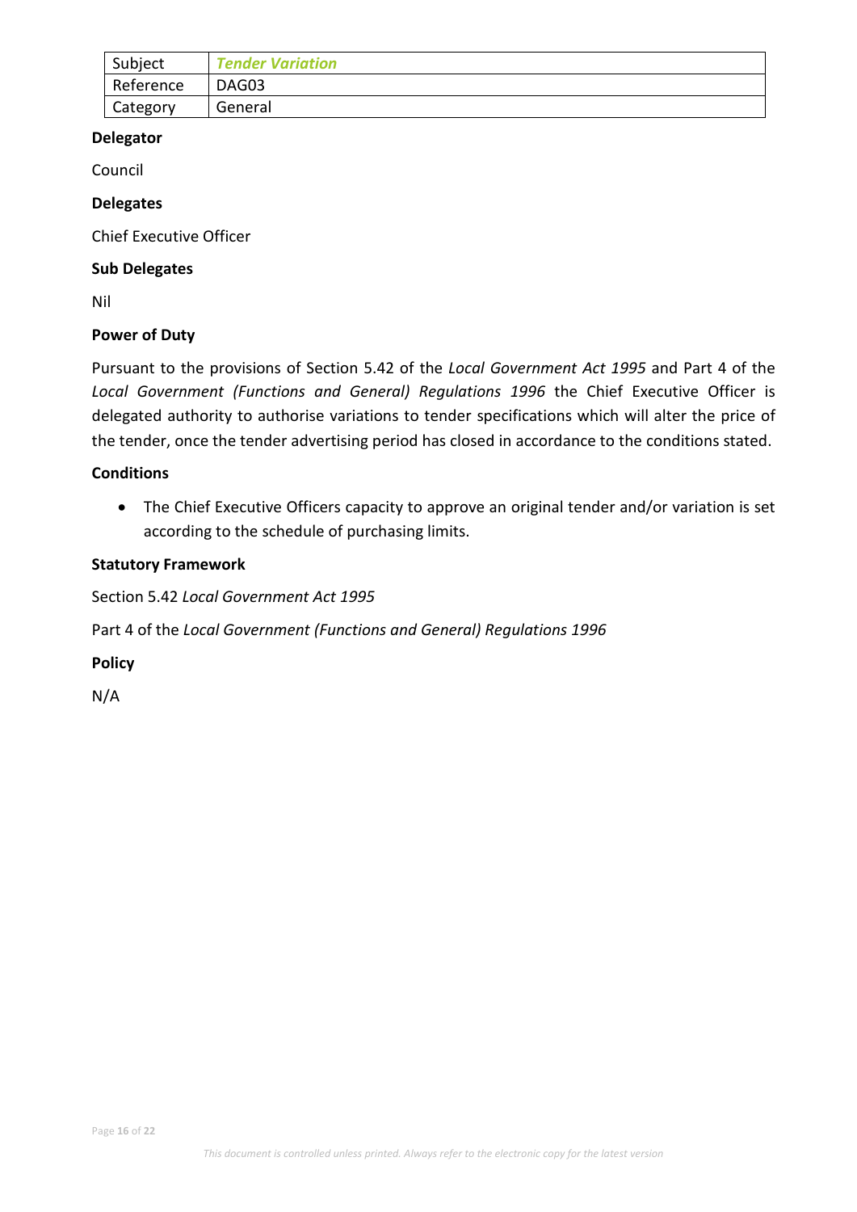| Subject | *Tender Variation* |
|---|---|
| Reference | DAG03 |
| Category | General |

**Delegator**

Council

**Delegates**

Chief Executive Officer

**Sub Delegates**

Nil

**Power of Duty**

Pursuant to the provisions of Section 5.42 of the *Local Government Act 1995* and Part 4 of the *Local Government (Functions and General) Regulations 1996* the Chief Executive Officer is delegated authority to authorise variations to tender specifications which will alter the price of the tender, once the tender advertising period has closed in accordance to the conditions stated.

**Conditions**

- The Chief Executive Officers capacity to approve an original tender and/or variation is set according to the schedule of purchasing limits.

**Statutory Framework**

Section 5.42 *Local Government Act 1995*

Part 4 of the *Local Government (Functions and General) Regulations 1996*

**Policy**

N/A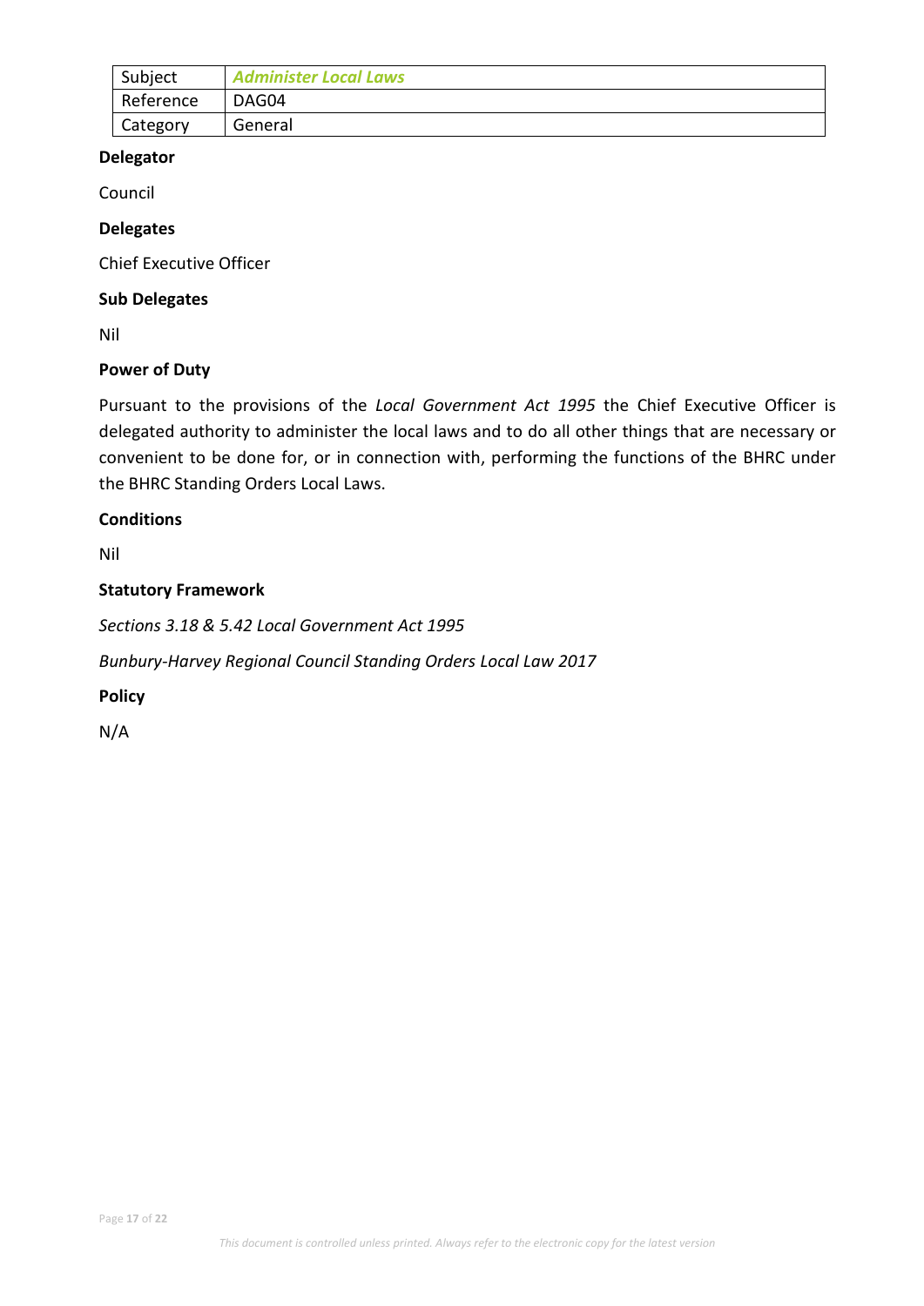| Subject | *Administer Local Laws* |
|---|---|
| Reference | DAG04 |
| Category | General |

**Delegator**

Council

**Delegates**

Chief Executive Officer

**Sub Delegates**

Nil

**Power of Duty**

Pursuant to the provisions of the *Local Government Act 1995* the Chief Executive Officer is delegated authority to administer the local laws and to do all other things that are necessary or convenient to be done for, or in connection with, performing the functions of the BHRC under the BHRC Standing Orders Local Laws.

**Conditions**

Nil

**Statutory Framework**

*Sections 3.18 & 5.42 Local Government Act 1995*

*Bunbury-Harvey Regional Council Standing Orders Local Law 2017*

**Policy**

N/A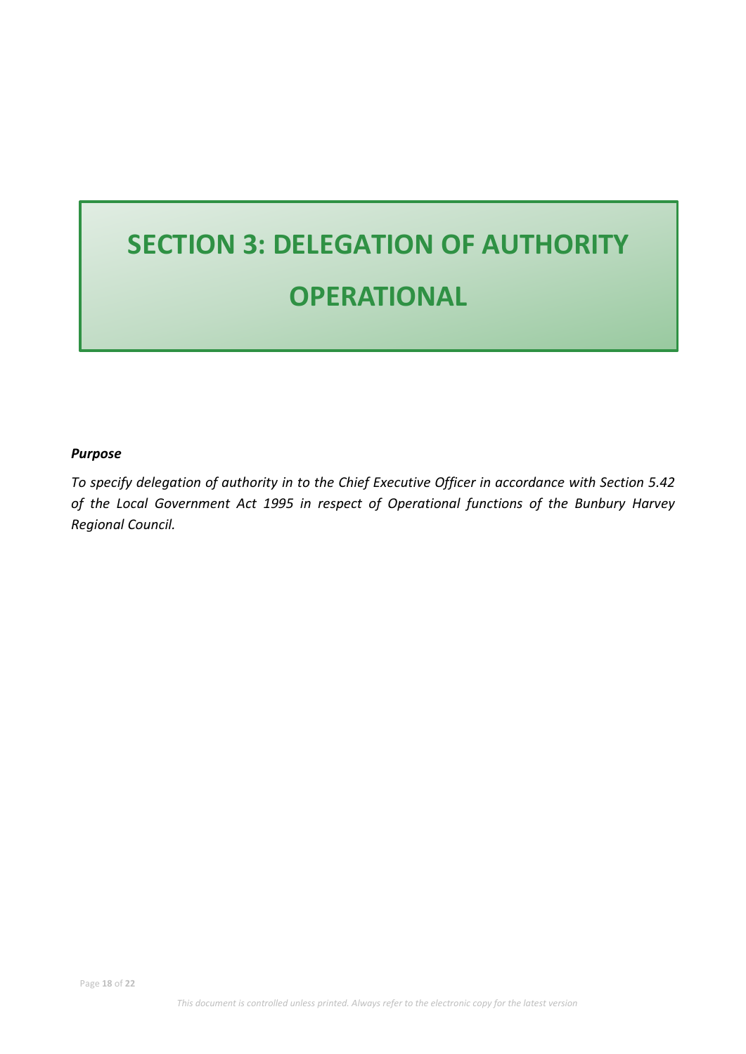# SECTION 3: DELEGATION OF AUTHORITY OPERATIONAL

***Purpose***

*To specify delegation of authority in to the Chief Executive Officer in accordance with Section 5.42 of the Local Government Act 1995 in respect of Operational functions of the Bunbury Harvey Regional Council.*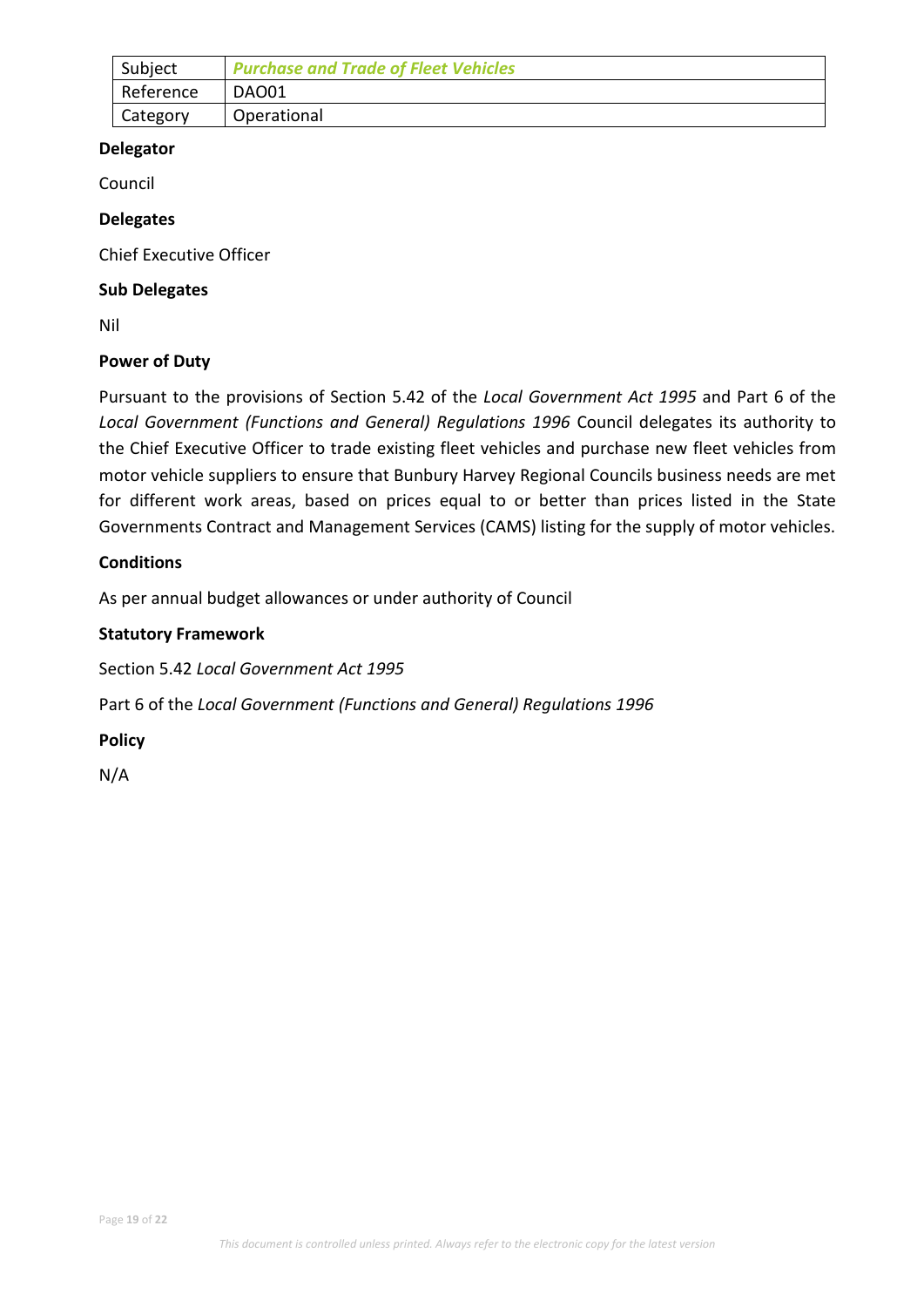| Subject | ***Purchase and Trade of Fleet Vehicles*** |
| --- | --- |
| Reference | DAO01 |
| Category | Operational |

**Delegator**

Council

**Delegates**

Chief Executive Officer

**Sub Delegates**

Nil

**Power of Duty**

Pursuant to the provisions of Section 5.42 of the *Local Government Act 1995* and Part 6 of the *Local Government (Functions and General) Regulations 1996* Council delegates its authority to the Chief Executive Officer to trade existing fleet vehicles and purchase new fleet vehicles from motor vehicle suppliers to ensure that Bunbury Harvey Regional Councils business needs are met for different work areas, based on prices equal to or better than prices listed in the State Governments Contract and Management Services (CAMS) listing for the supply of motor vehicles.

**Conditions**

As per annual budget allowances or under authority of Council

**Statutory Framework**

Section 5.42 *Local Government Act 1995*

Part 6 of the *Local Government (Functions and General) Regulations 1996*

**Policy**

N/A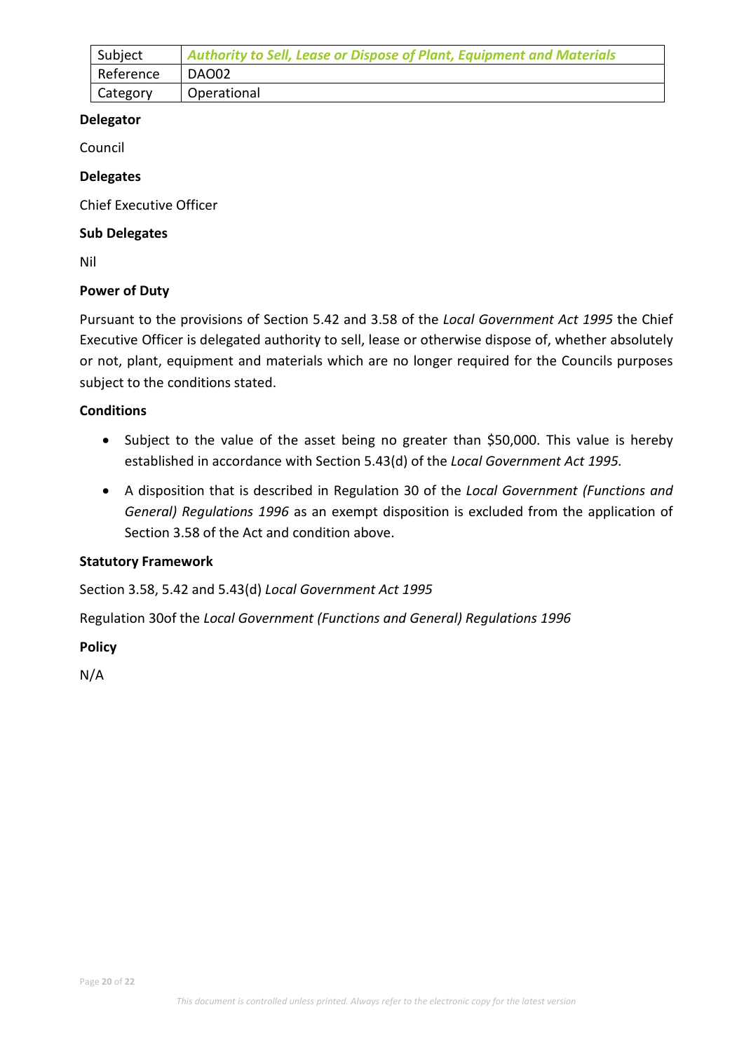| Subject | *Authority to Sell, Lease or Dispose of Plant, Equipment and Materials* |
| --- | --- |
| Reference | DAO02 |
| Category | Operational |

**Delegator**

Council

**Delegates**

Chief Executive Officer

**Sub Delegates**

Nil

**Power of Duty**

Pursuant to the provisions of Section 5.42 and 3.58 of the *Local Government Act 1995* the Chief Executive Officer is delegated authority to sell, lease or otherwise dispose of, whether absolutely or not, plant, equipment and materials which are no longer required for the Councils purposes subject to the conditions stated.

**Conditions**

- Subject to the value of the asset being no greater than $50,000. This value is hereby established in accordance with Section 5.43(d) of the *Local Government Act 1995.*
- A disposition that is described in Regulation 30 of the *Local Government (Functions and General) Regulations 1996* as an exempt disposition is excluded from the application of Section 3.58 of the Act and condition above.

**Statutory Framework**

Section 3.58, 5.42 and 5.43(d) *Local Government Act 1995*

Regulation 30of the *Local Government (Functions and General) Regulations 1996*

**Policy**

N/A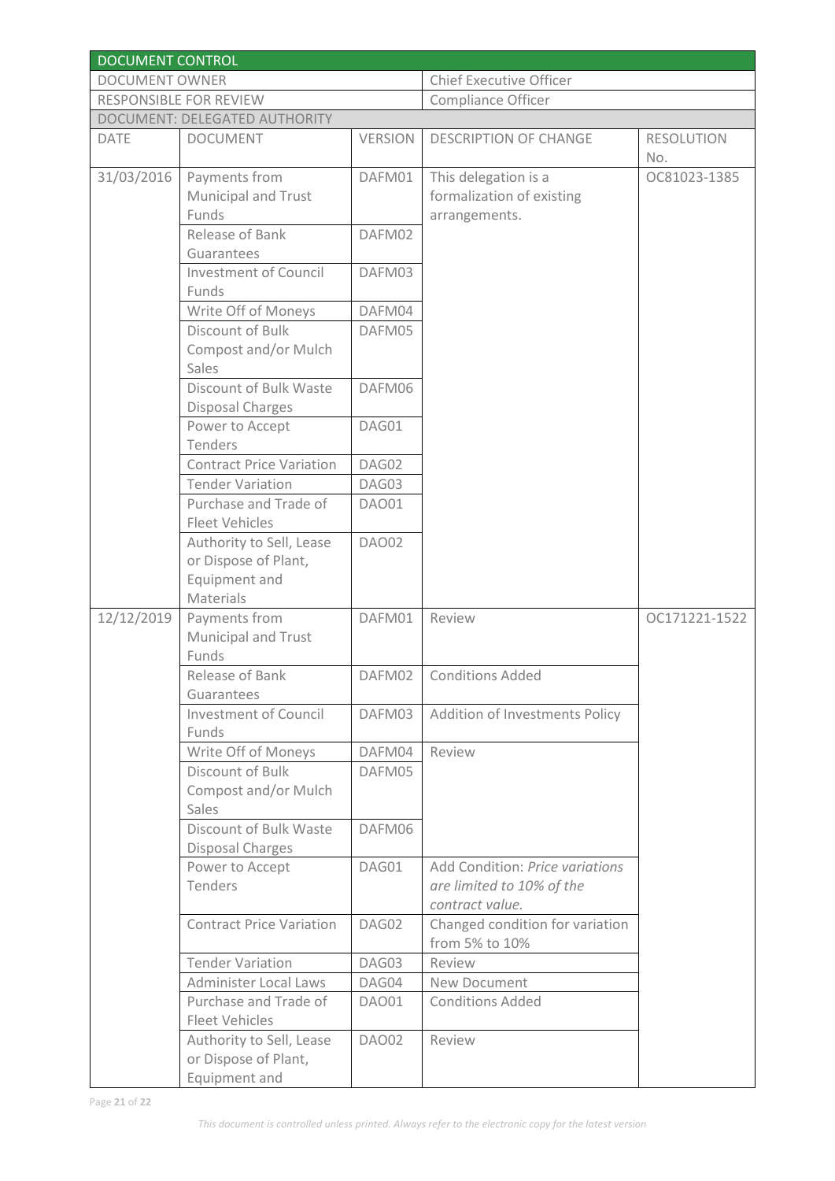| DOCUMENT CONTROL | | | | |
|---|---|---|---|---|
| DOCUMENT OWNER | | | Chief Executive Officer | |
| RESPONSIBLE FOR REVIEW | | | Compliance Officer | |
| DOCUMENT: DELEGATED AUTHORITY | | | | |
| DATE | DOCUMENT | VERSION | DESCRIPTION OF CHANGE | RESOLUTION No. |
| 31/03/2016 | Payments from Municipal and Trust Funds | DAFM01 | This delegation is a formalization of existing arrangements. | OC81023-1385 |
| | Release of Bank Guarantees | DAFM02 | | |
| | Investment of Council Funds | DAFM03 | | |
| | Write Off of Moneys | DAFM04 | | |
| | Discount of Bulk Compost and/or Mulch Sales | DAFM05 | | |
| | Discount of Bulk Waste Disposal Charges | DAFM06 | | |
| | Power to Accept Tenders | DAG01 | | |
| | Contract Price Variation | DAG02 | | |
| | Tender Variation | DAG03 | | |
| | Purchase and Trade of Fleet Vehicles | DAO01 | | |
| | Authority to Sell, Lease or Dispose of Plant, Equipment and Materials | DAO02 | | |
| 12/12/2019 | Payments from Municipal and Trust Funds | DAFM01 | Review | OC171221-1522 |
| | Release of Bank Guarantees | DAFM02 | Conditions Added | |
| | Investment of Council Funds | DAFM03 | Addition of Investments Policy | |
| | Write Off of Moneys | DAFM04 | Review | |
| | Discount of Bulk Compost and/or Mulch Sales | DAFM05 | | |
| | Discount of Bulk Waste Disposal Charges | DAFM06 | | |
| | Power to Accept Tenders | DAG01 | Add Condition: *Price variations are limited to 10% of the contract value.* | |
| | Contract Price Variation | DAG02 | Changed condition for variation from 5% to 10% | |
| | Tender Variation | DAG03 | Review | |
| | Administer Local Laws | DAG04 | New Document | |
| | Purchase and Trade of Fleet Vehicles | DAO01 | Conditions Added | |
| | Authority to Sell, Lease or Dispose of Plant, Equipment and | DAO02 | Review | |

*This document is controlled unless printed. Always refer to the electronic copy for the latest version*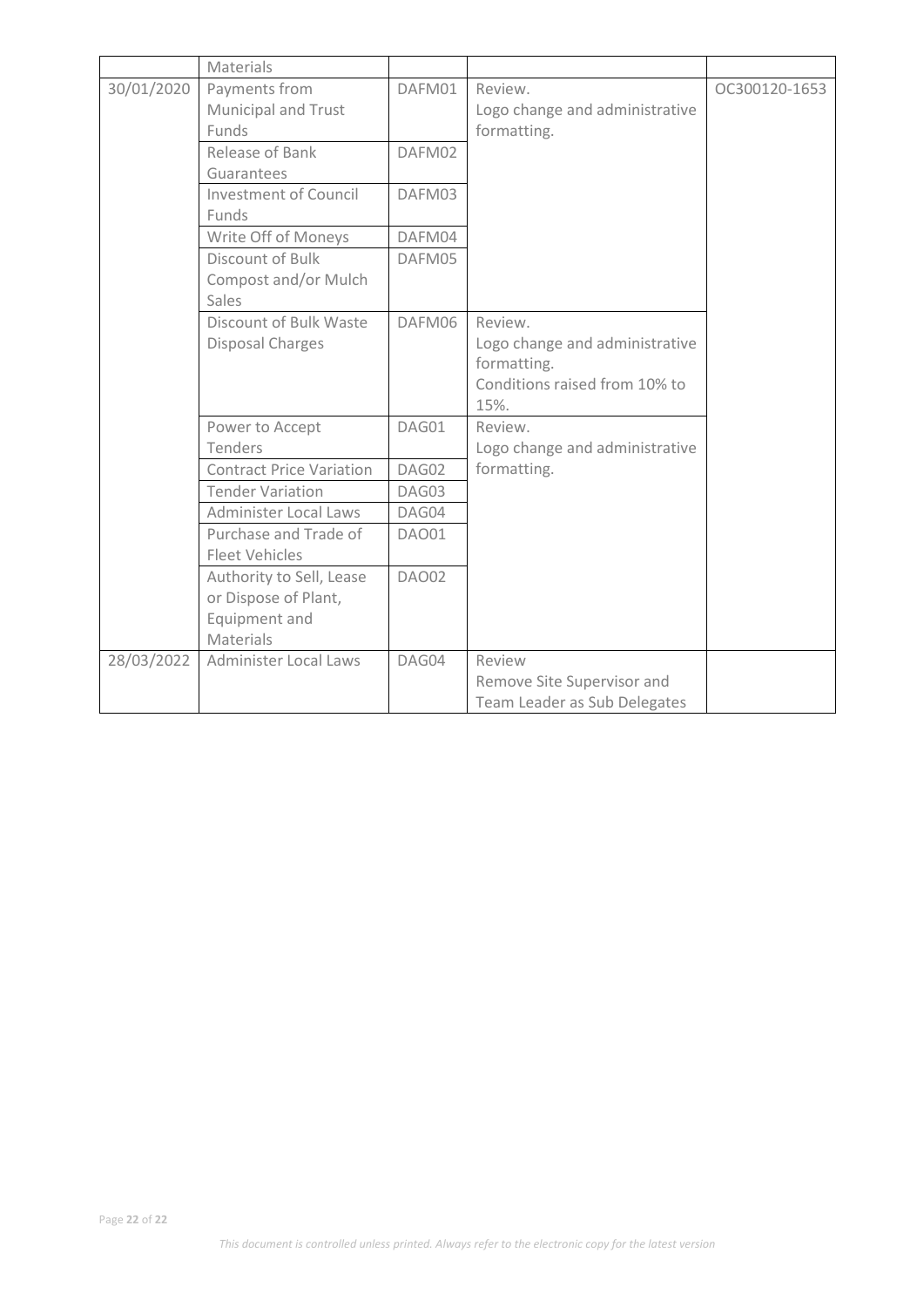| | | | | |
|---|---|---|---|---|
| | Materials | | | |
| 30/01/2020 | Payments from Municipal and Trust Funds | DAFM01 | Review.<br>Logo change and administrative formatting. | OC300120-1653 |
| | Release of Bank Guarantees | DAFM02 | | |
| | Investment of Council Funds | DAFM03 | | |
| | Write Off of Moneys | DAFM04 | | |
| | Discount of Bulk Compost and/or Mulch Sales | DAFM05 | | |
| | Discount of Bulk Waste Disposal Charges | DAFM06 | Review.<br>Logo change and administrative formatting.<br>Conditions raised from 10% to 15%. | |
| | Power to Accept Tenders | DAG01 | Review.<br>Logo change and administrative formatting. | |
| | Contract Price Variation | DAG02 | | |
| | Tender Variation | DAG03 | | |
| | Administer Local Laws | DAG04 | | |
| | Purchase and Trade of Fleet Vehicles | DAO01 | | |
| | Authority to Sell, Lease or Dispose of Plant, Equipment and Materials | DAO02 | | |
| 28/03/2022 | Administer Local Laws | DAG04 | Review<br>Remove Site Supervisor and Team Leader as Sub Delegates | |

*This document is controlled unless printed. Always refer to the electronic copy for the latest version*